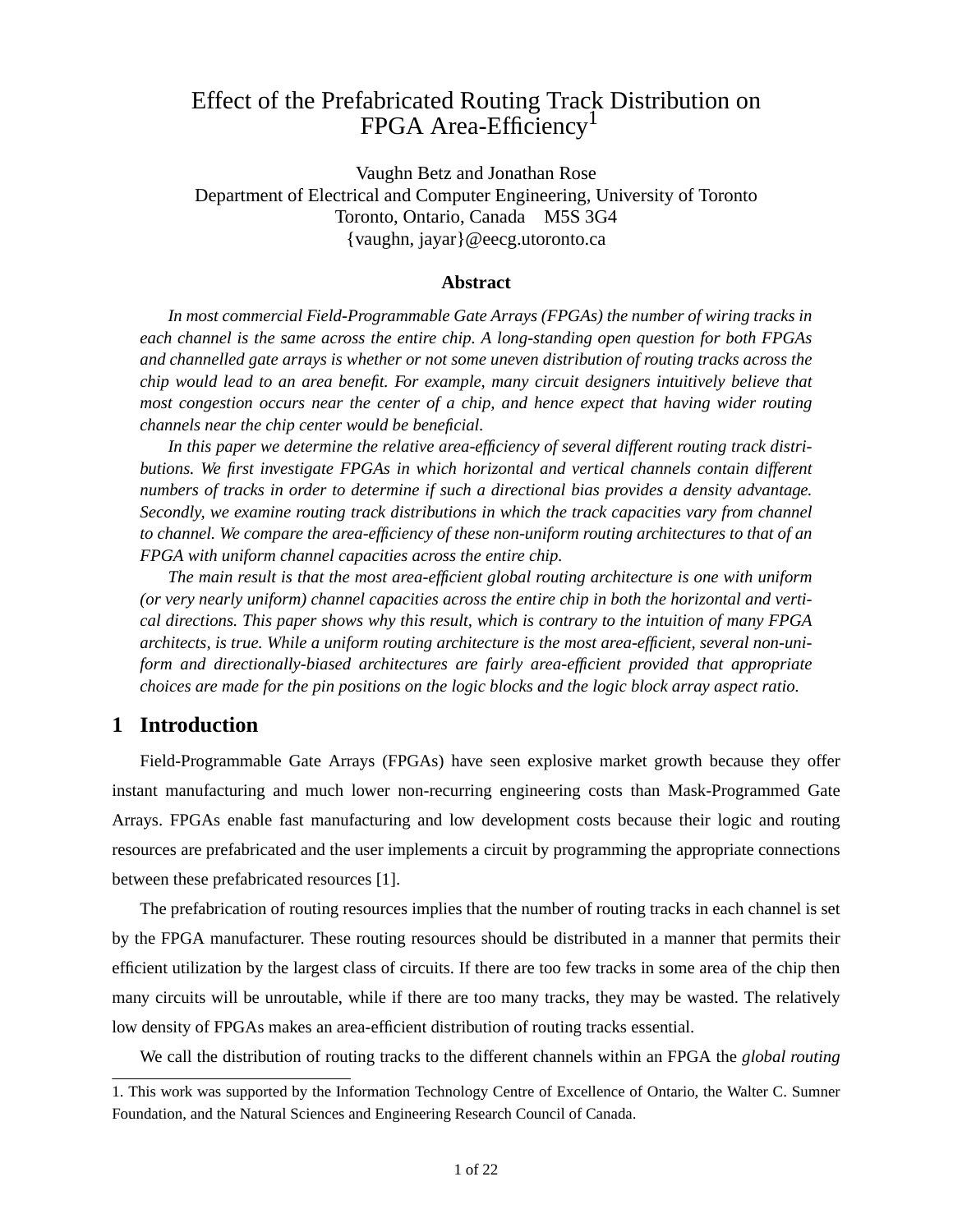# Effect of the Prefabricated Routing Track Distribution on FPGA Area-Efficiency[1]

Vaughn Betz and Jonathan Rose
Department of Electrical and Computer Engineering, University of Toronto
Toronto, Ontario, Canada M5S 3G4
{vaughn, jayar}@eecg.utoronto.ca

### Abstract

*In most commercial Field-Programmable Gate Arrays (FPGAs) the number of wiring tracks in each channel is the same across the entire chip. A long-standing open question for both FPGAs and channelled gate arrays is whether or not some uneven distribution of routing tracks across the chip would lead to an area benefit. For example, many circuit designers intuitively believe that most congestion occurs near the center of a chip, and hence expect that having wider routing channels near the chip center would be beneficial.*

*In this paper we determine the relative area-efficiency of several different routing track distributions. We first investigate FPGAs in which horizontal and vertical channels contain different numbers of tracks in order to determine if such a directional bias provides a density advantage. Secondly, we examine routing track distributions in which the track capacities vary from channel to channel. We compare the area-efficiency of these non-uniform routing architectures to that of an FPGA with uniform channel capacities across the entire chip.*

*The main result is that the most area-efficient global routing architecture is one with uniform (or very nearly uniform) channel capacities across the entire chip in both the horizontal and vertical directions. This paper shows why this result, which is contrary to the intuition of many FPGA architects, is true. While a uniform routing architecture is the most area-efficient, several non-uniform and directionally-biased architectures are fairly area-efficient provided that appropriate choices are made for the pin positions on the logic blocks and the logic block array aspect ratio.*

## 1 Introduction

Field-Programmable Gate Arrays (FPGAs) have seen explosive market growth because they offer instant manufacturing and much lower non-recurring engineering costs than Mask-Programmed Gate Arrays. FPGAs enable fast manufacturing and low development costs because their logic and routing resources are prefabricated and the user implements a circuit by programming the appropriate connections between these prefabricated resources [1].

The prefabrication of routing resources implies that the number of routing tracks in each channel is set by the FPGA manufacturer. These routing resources should be distributed in a manner that permits their efficient utilization by the largest class of circuits. If there are too few tracks in some area of the chip then many circuits will be unroutable, while if there are too many tracks, they may be wasted. The relatively low density of FPGAs makes an area-efficient distribution of routing tracks essential.

We call the distribution of routing tracks to the different channels within an FPGA the *global routing*

---

1. This work was supported by the Information Technology Centre of Excellence of Ontario, the Walter C. Sumner Foundation, and the Natural Sciences and Engineering Research Council of Canada.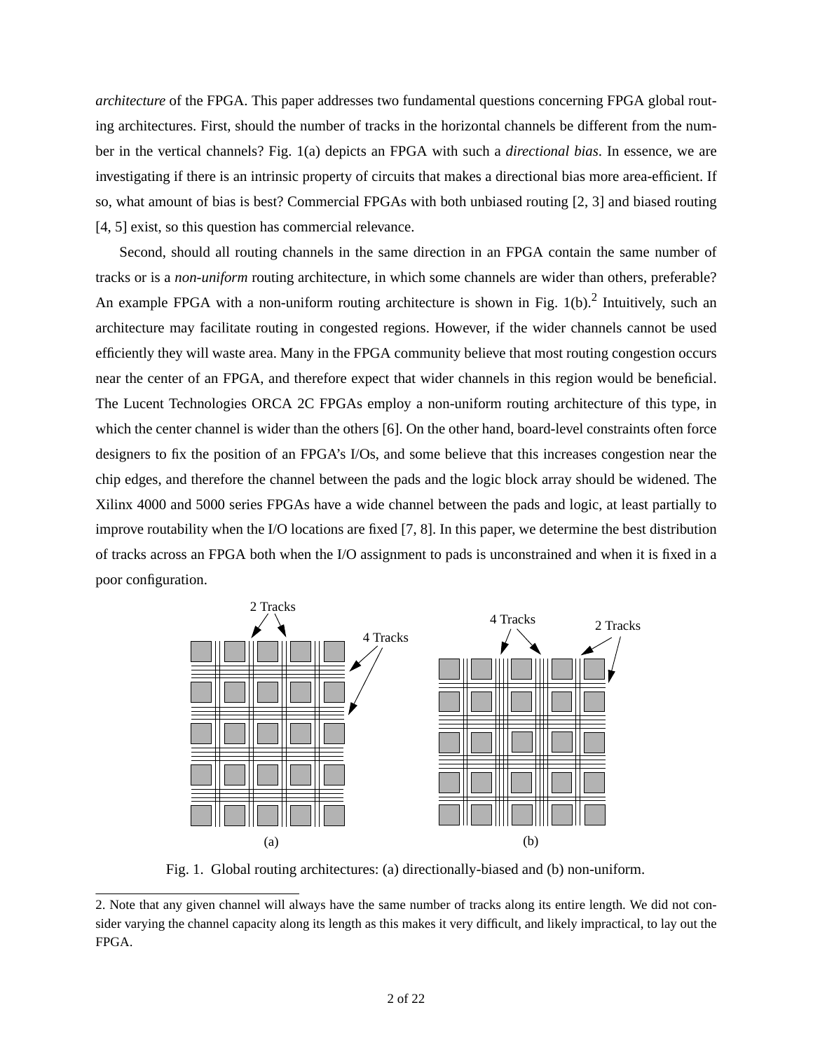*architecture* of the FPGA. This paper addresses two fundamental questions concerning FPGA global routing architectures. First, should the number of tracks in the horizontal channels be different from the number in the vertical channels? Fig. 1(a) depicts an FPGA with such a *directional bias*. In essence, we are investigating if there is an intrinsic property of circuits that makes a directional bias more area-efficient. If so, what amount of bias is best? Commercial FPGAs with both unbiased routing [2, 3] and biased routing [4, 5] exist, so this question has commercial relevance.

Second, should all routing channels in the same direction in an FPGA contain the same number of tracks or is a *non-uniform* routing architecture, in which some channels are wider than others, preferable? An example FPGA with a non-uniform routing architecture is shown in Fig. 1(b).[2] Intuitively, such an architecture may facilitate routing in congested regions. However, if the wider channels cannot be used efficiently they will waste area. Many in the FPGA community believe that most routing congestion occurs near the center of an FPGA, and therefore expect that wider channels in this region would be beneficial. The Lucent Technologies ORCA 2C FPGAs employ a non-uniform routing architecture of this type, in which the center channel is wider than the others [6]. On the other hand, board-level constraints often force designers to fix the position of an FPGA's I/Os, and some believe that this increases congestion near the chip edges, and therefore the channel between the pads and the logic block array should be widened. The Xilinx 4000 and 5000 series FPGAs have a wide channel between the pads and logic, at least partially to improve routability when the I/O locations are fixed [7, 8]. In this paper, we determine the best distribution of tracks across an FPGA both when the I/O assignment to pads is unconstrained and when it is fixed in a poor configuration.

Fig. 1. Global routing architectures: (a) directionally-biased and (b) non-uniform.

2. Note that any given channel will always have the same number of tracks along its entire length. We did not consider varying the channel capacity along its length as this makes it very difficult, and likely impractical, to lay out the FPGA.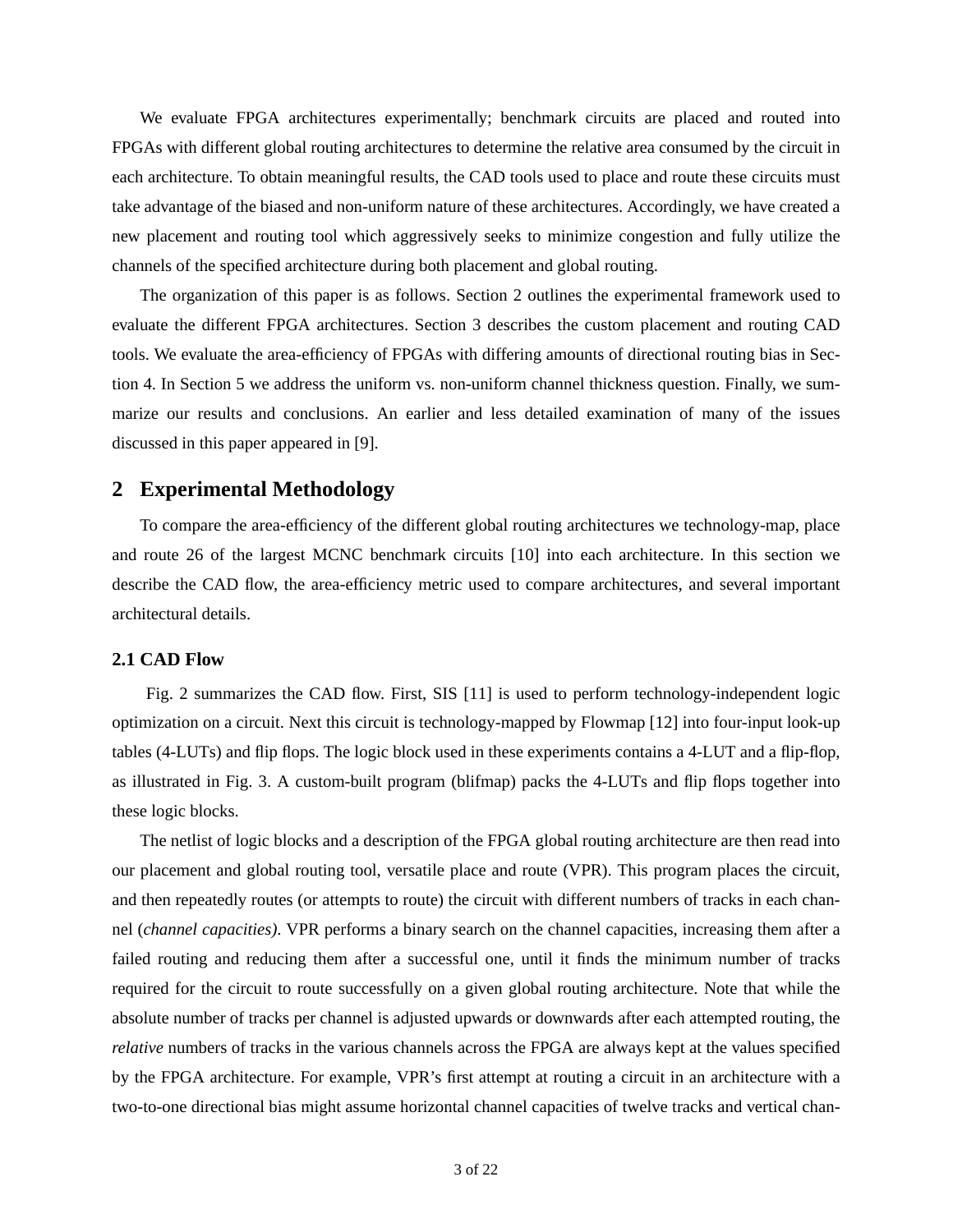We evaluate FPGA architectures experimentally; benchmark circuits are placed and routed into FPGAs with different global routing architectures to determine the relative area consumed by the circuit in each architecture. To obtain meaningful results, the CAD tools used to place and route these circuits must take advantage of the biased and non-uniform nature of these architectures. Accordingly, we have created a new placement and routing tool which aggressively seeks to minimize congestion and fully utilize the channels of the specified architecture during both placement and global routing.

The organization of this paper is as follows. Section 2 outlines the experimental framework used to evaluate the different FPGA architectures. Section 3 describes the custom placement and routing CAD tools. We evaluate the area-efficiency of FPGAs with differing amounts of directional routing bias in Section 4. In Section 5 we address the uniform vs. non-uniform channel thickness question. Finally, we summarize our results and conclusions. An earlier and less detailed examination of many of the issues discussed in this paper appeared in [9].

## 2 Experimental Methodology

To compare the area-efficiency of the different global routing architectures we technology-map, place and route 26 of the largest MCNC benchmark circuits [10] into each architecture. In this section we describe the CAD flow, the area-efficiency metric used to compare architectures, and several important architectural details.

### 2.1 CAD Flow

Fig. 2 summarizes the CAD flow. First, SIS [11] is used to perform technology-independent logic optimization on a circuit. Next this circuit is technology-mapped by Flowmap [12] into four-input look-up tables (4-LUTs) and flip flops. The logic block used in these experiments contains a 4-LUT and a flip-flop, as illustrated in Fig. 3. A custom-built program (blifmap) packs the 4-LUTs and flip flops together into these logic blocks.

The netlist of logic blocks and a description of the FPGA global routing architecture are then read into our placement and global routing tool, versatile place and route (VPR). This program places the circuit, and then repeatedly routes (or attempts to route) the circuit with different numbers of tracks in each channel (*channel capacities)*. VPR performs a binary search on the channel capacities, increasing them after a failed routing and reducing them after a successful one, until it finds the minimum number of tracks required for the circuit to route successfully on a given global routing architecture. Note that while the absolute number of tracks per channel is adjusted upwards or downwards after each attempted routing, the *relative* numbers of tracks in the various channels across the FPGA are always kept at the values specified by the FPGA architecture. For example, VPR's first attempt at routing a circuit in an architecture with a two-to-one directional bias might assume horizontal channel capacities of twelve tracks and vertical chan-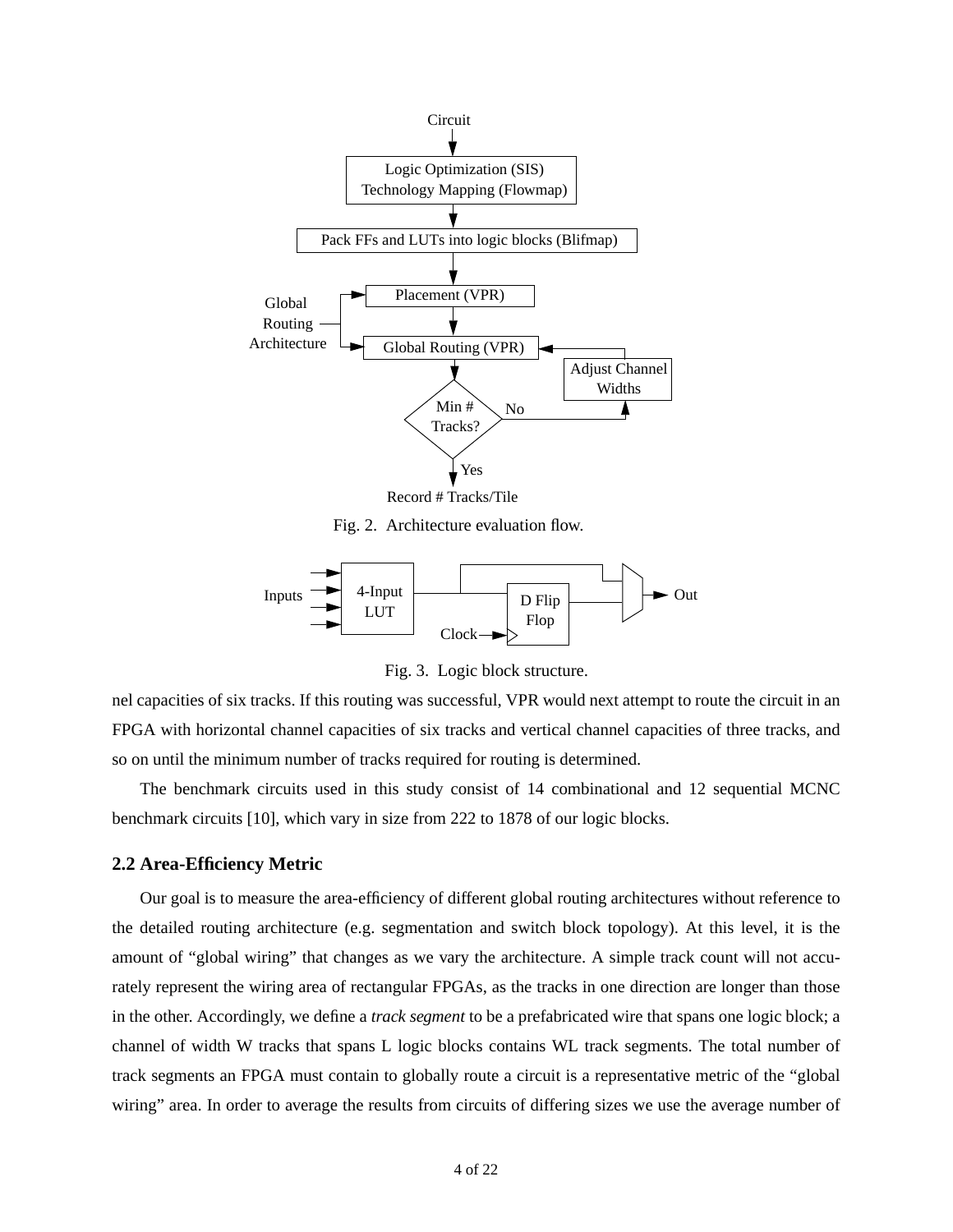Fig. 2. Architecture evaluation flow.

Fig. 3. Logic block structure.

nel capacities of six tracks. If this routing was successful, VPR would next attempt to route the circuit in an FPGA with horizontal channel capacities of six tracks and vertical channel capacities of three tracks, and so on until the minimum number of tracks required for routing is determined.

The benchmark circuits used in this study consist of 14 combinational and 12 sequential MCNC benchmark circuits [10], which vary in size from 222 to 1878 of our logic blocks.

## 2.2 Area-Efficiency Metric

Our goal is to measure the area-efficiency of different global routing architectures without reference to the detailed routing architecture (e.g. segmentation and switch block topology). At this level, it is the amount of "global wiring" that changes as we vary the architecture. A simple track count will not accurately represent the wiring area of rectangular FPGAs, as the tracks in one direction are longer than those in the other. Accordingly, we define a *track segment* to be a prefabricated wire that spans one logic block; a channel of width W tracks that spans L logic blocks contains WL track segments. The total number of track segments an FPGA must contain to globally route a circuit is a representative metric of the "global wiring" area. In order to average the results from circuits of differing sizes we use the average number of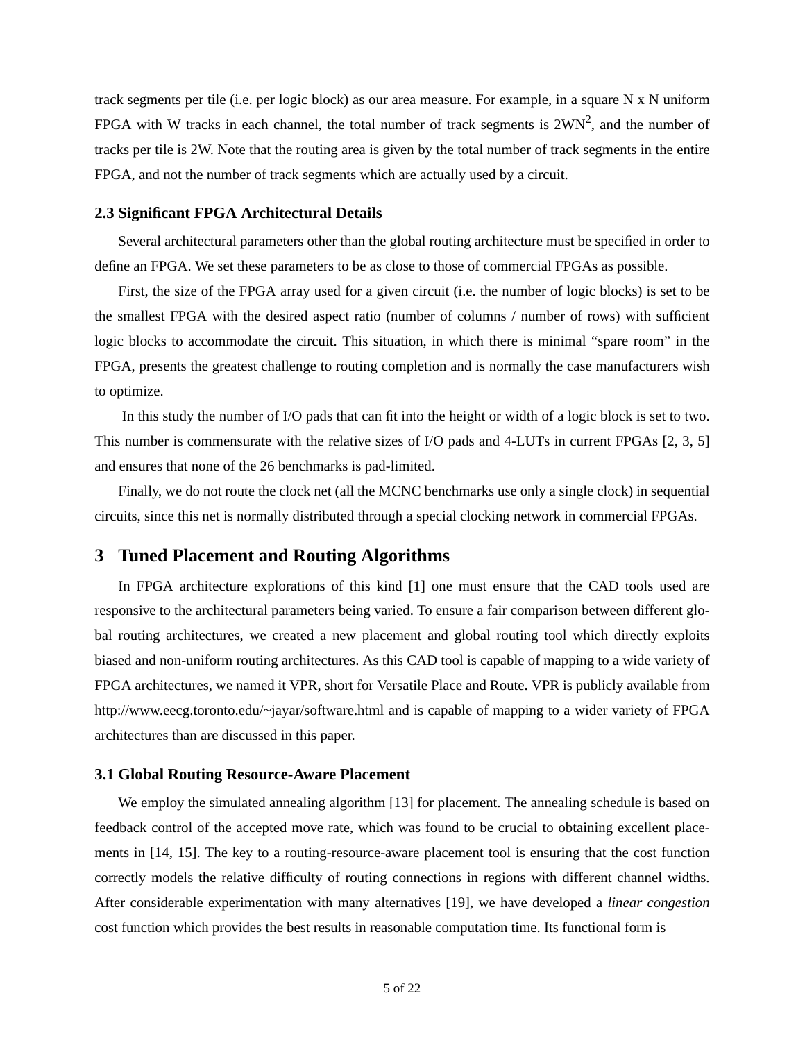track segments per tile (i.e. per logic block) as our area measure. For example, in a square N x N uniform FPGA with W tracks in each channel, the total number of track segments is $2WN^2$, and the number of tracks per tile is 2W. Note that the routing area is given by the total number of track segments in the entire FPGA, and not the number of track segments which are actually used by a circuit.

### 2.3 Significant FPGA Architectural Details

Several architectural parameters other than the global routing architecture must be specified in order to define an FPGA. We set these parameters to be as close to those of commercial FPGAs as possible.

First, the size of the FPGA array used for a given circuit (i.e. the number of logic blocks) is set to be the smallest FPGA with the desired aspect ratio (number of columns / number of rows) with sufficient logic blocks to accommodate the circuit. This situation, in which there is minimal "spare room" in the FPGA, presents the greatest challenge to routing completion and is normally the case manufacturers wish to optimize.

In this study the number of I/O pads that can fit into the height or width of a logic block is set to two. This number is commensurate with the relative sizes of I/O pads and 4-LUTs in current FPGAs [2, 3, 5] and ensures that none of the 26 benchmarks is pad-limited.

Finally, we do not route the clock net (all the MCNC benchmarks use only a single clock) in sequential circuits, since this net is normally distributed through a special clocking network in commercial FPGAs.

## 3 Tuned Placement and Routing Algorithms

In FPGA architecture explorations of this kind [1] one must ensure that the CAD tools used are responsive to the architectural parameters being varied. To ensure a fair comparison between different global routing architectures, we created a new placement and global routing tool which directly exploits biased and non-uniform routing architectures. As this CAD tool is capable of mapping to a wide variety of FPGA architectures, we named it VPR, short for Versatile Place and Route. VPR is publicly available from http://www.eecg.toronto.edu/~jayar/software.html and is capable of mapping to a wider variety of FPGA architectures than are discussed in this paper.

### 3.1 Global Routing Resource-Aware Placement

We employ the simulated annealing algorithm [13] for placement. The annealing schedule is based on feedback control of the accepted move rate, which was found to be crucial to obtaining excellent placements in [14, 15]. The key to a routing-resource-aware placement tool is ensuring that the cost function correctly models the relative difficulty of routing connections in regions with different channel widths. After considerable experimentation with many alternatives [19], we have developed a *linear congestion* cost function which provides the best results in reasonable computation time. Its functional form is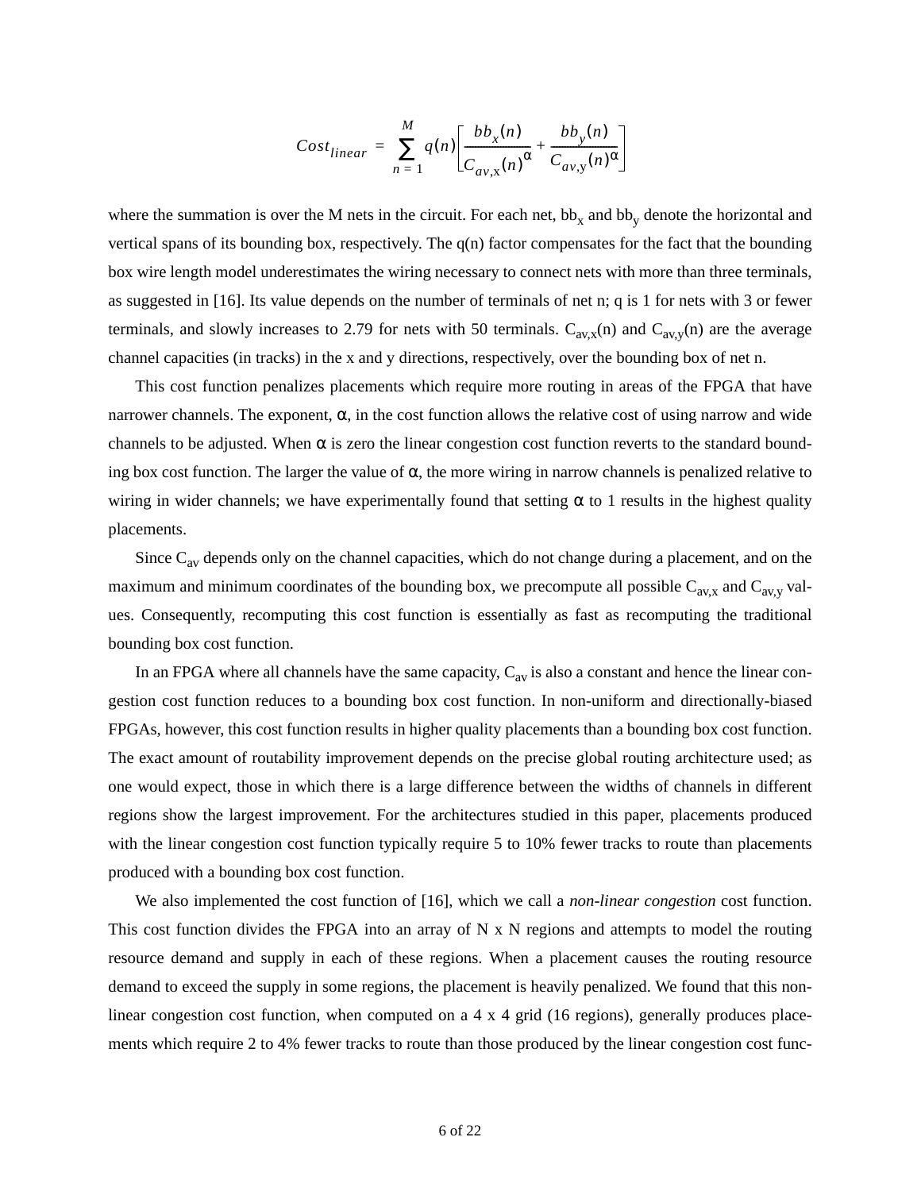$$Cost_{linear} = \sum_{n=1}^{M} q(n) \left[ \frac{bb_x(n)}{C_{av,\mathrm{x}}(n)^{\alpha}} + \frac{bb_y(n)}{C_{av,\mathrm{y}}(n)^{\alpha}} \right]$$

where the summation is over the M nets in the circuit. For each net, $bb_x$ and $bb_y$ denote the horizontal and vertical spans of its bounding box, respectively. The q(n) factor compensates for the fact that the bounding box wire length model underestimates the wiring necessary to connect nets with more than three terminals, as suggested in [16]. Its value depends on the number of terminals of net n; q is 1 for nets with 3 or fewer terminals, and slowly increases to 2.79 for nets with 50 terminals. $C_{av,x}(n)$ and $C_{av,y}(n)$ are the average channel capacities (in tracks) in the x and y directions, respectively, over the bounding box of net n.

This cost function penalizes placements which require more routing in areas of the FPGA that have narrower channels. The exponent, $\alpha$, in the cost function allows the relative cost of using narrow and wide channels to be adjusted. When $\alpha$ is zero the linear congestion cost function reverts to the standard bounding box cost function. The larger the value of $\alpha$, the more wiring in narrow channels is penalized relative to wiring in wider channels; we have experimentally found that setting $\alpha$ to 1 results in the highest quality placements.

Since $C_{av}$ depends only on the channel capacities, which do not change during a placement, and on the maximum and minimum coordinates of the bounding box, we precompute all possible $C_{av,x}$ and $C_{av,y}$ values. Consequently, recomputing this cost function is essentially as fast as recomputing the traditional bounding box cost function.

In an FPGA where all channels have the same capacity, $C_{av}$ is also a constant and hence the linear congestion cost function reduces to a bounding box cost function. In non-uniform and directionally-biased FPGAs, however, this cost function results in higher quality placements than a bounding box cost function. The exact amount of routability improvement depends on the precise global routing architecture used; as one would expect, those in which there is a large difference between the widths of channels in different regions show the largest improvement. For the architectures studied in this paper, placements produced with the linear congestion cost function typically require 5 to 10% fewer tracks to route than placements produced with a bounding box cost function.

We also implemented the cost function of [16], which we call a *non-linear congestion* cost function. This cost function divides the FPGA into an array of N x N regions and attempts to model the routing resource demand and supply in each of these regions. When a placement causes the routing resource demand to exceed the supply in some regions, the placement is heavily penalized. We found that this non-linear congestion cost function, when computed on a 4 x 4 grid (16 regions), generally produces placements which require 2 to 4% fewer tracks to route than those produced by the linear congestion cost func-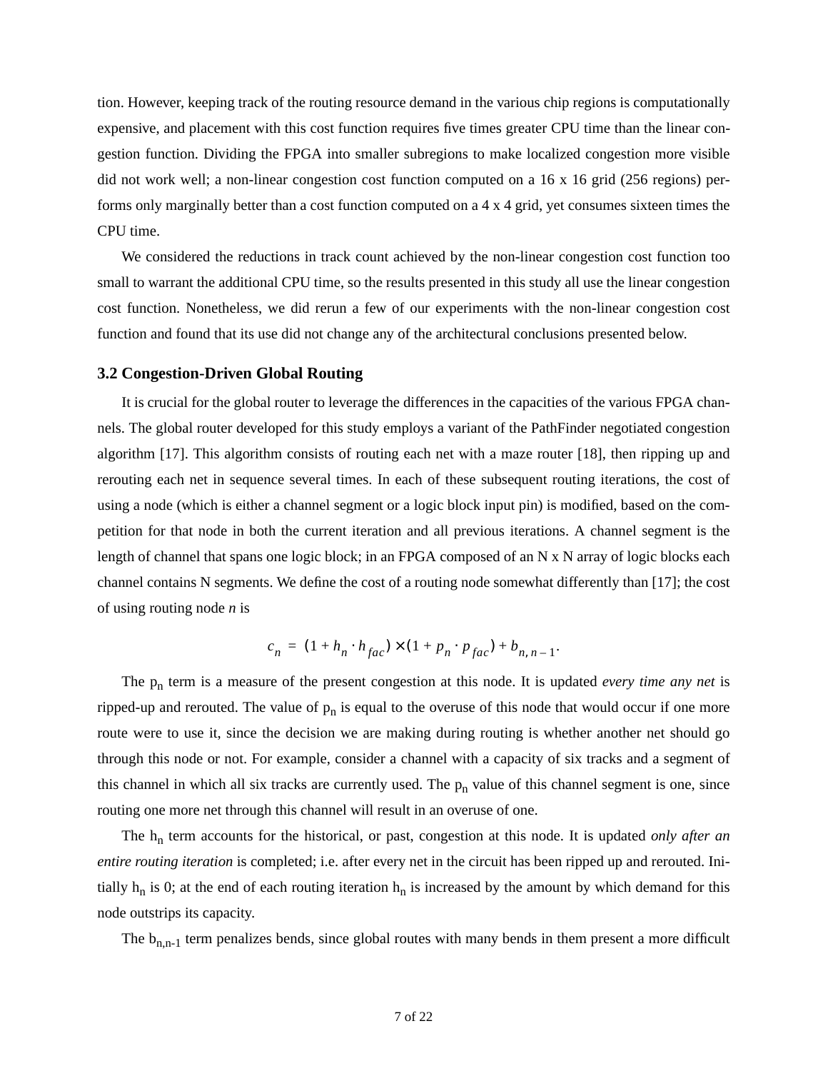tion. However, keeping track of the routing resource demand in the various chip regions is computationally expensive, and placement with this cost function requires five times greater CPU time than the linear congestion function. Dividing the FPGA into smaller subregions to make localized congestion more visible did not work well; a non-linear congestion cost function computed on a 16 x 16 grid (256 regions) performs only marginally better than a cost function computed on a 4 x 4 grid, yet consumes sixteen times the CPU time.

We considered the reductions in track count achieved by the non-linear congestion cost function too small to warrant the additional CPU time, so the results presented in this study all use the linear congestion cost function. Nonetheless, we did rerun a few of our experiments with the non-linear congestion cost function and found that its use did not change any of the architectural conclusions presented below.

### 3.2 Congestion-Driven Global Routing

It is crucial for the global router to leverage the differences in the capacities of the various FPGA channels. The global router developed for this study employs a variant of the PathFinder negotiated congestion algorithm [17]. This algorithm consists of routing each net with a maze router [18], then ripping up and rerouting each net in sequence several times. In each of these subsequent routing iterations, the cost of using a node (which is either a channel segment or a logic block input pin) is modified, based on the competition for that node in both the current iteration and all previous iterations. A channel segment is the length of channel that spans one logic block; in an FPGA composed of an N x N array of logic blocks each channel contains N segments. We define the cost of a routing node somewhat differently than [17]; the cost of using routing node *n* is

$$c_n = (1 + h_n \cdot h_{fac}) \times (1 + p_n \cdot p_{fac}) + b_{n,n-1}.$$

The $p_n$ term is a measure of the present congestion at this node. It is updated *every time any net* is ripped-up and rerouted. The value of $p_n$ is equal to the overuse of this node that would occur if one more route were to use it, since the decision we are making during routing is whether another net should go through this node or not. For example, consider a channel with a capacity of six tracks and a segment of this channel in which all six tracks are currently used. The $p_n$ value of this channel segment is one, since routing one more net through this channel will result in an overuse of one.

The $h_n$ term accounts for the historical, or past, congestion at this node. It is updated *only after an entire routing iteration* is completed; i.e. after every net in the circuit has been ripped up and rerouted. Initially $h_n$ is 0; at the end of each routing iteration $h_n$ is increased by the amount by which demand for this node outstrips its capacity.

The $b_{n,n-1}$ term penalizes bends, since global routes with many bends in them present a more difficult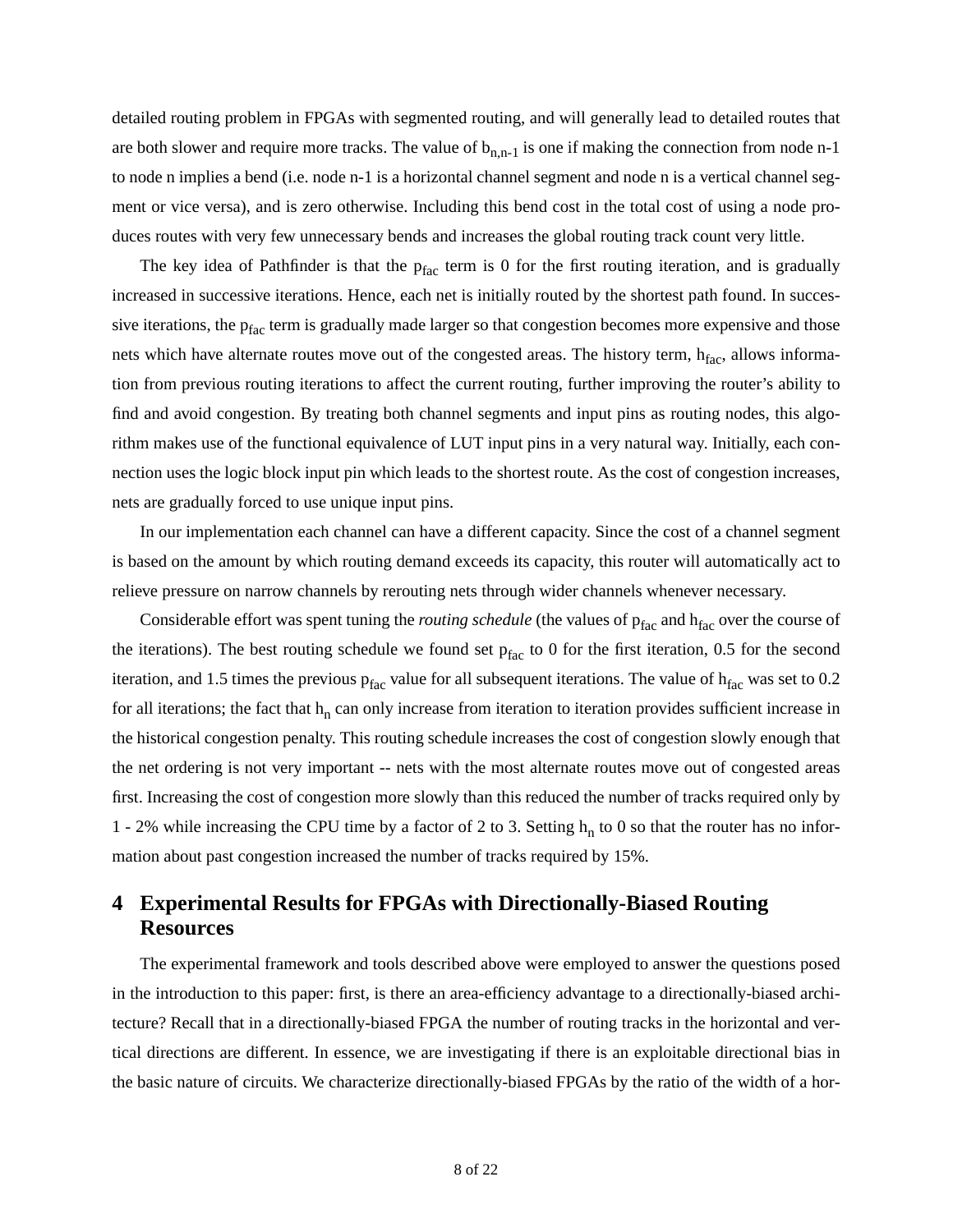detailed routing problem in FPGAs with segmented routing, and will generally lead to detailed routes that are both slower and require more tracks. The value of $b_{n,n-1}$ is one if making the connection from node n-1 to node n implies a bend (i.e. node n-1 is a horizontal channel segment and node n is a vertical channel segment or vice versa), and is zero otherwise. Including this bend cost in the total cost of using a node produces routes with very few unnecessary bends and increases the global routing track count very little.

The key idea of Pathfinder is that the $p_{fac}$ term is 0 for the first routing iteration, and is gradually increased in successive iterations. Hence, each net is initially routed by the shortest path found. In successive iterations, the $p_{fac}$ term is gradually made larger so that congestion becomes more expensive and those nets which have alternate routes move out of the congested areas. The history term, $h_{fac}$, allows information from previous routing iterations to affect the current routing, further improving the router's ability to find and avoid congestion. By treating both channel segments and input pins as routing nodes, this algorithm makes use of the functional equivalence of LUT input pins in a very natural way. Initially, each connection uses the logic block input pin which leads to the shortest route. As the cost of congestion increases, nets are gradually forced to use unique input pins.

In our implementation each channel can have a different capacity. Since the cost of a channel segment is based on the amount by which routing demand exceeds its capacity, this router will automatically act to relieve pressure on narrow channels by rerouting nets through wider channels whenever necessary.

Considerable effort was spent tuning the *routing schedule* (the values of $p_{fac}$ and $h_{fac}$ over the course of the iterations). The best routing schedule we found set $p_{fac}$ to 0 for the first iteration, 0.5 for the second iteration, and 1.5 times the previous $p_{fac}$ value for all subsequent iterations. The value of $h_{fac}$ was set to 0.2 for all iterations; the fact that $h_n$ can only increase from iteration to iteration provides sufficient increase in the historical congestion penalty. This routing schedule increases the cost of congestion slowly enough that the net ordering is not very important -- nets with the most alternate routes move out of congested areas first. Increasing the cost of congestion more slowly than this reduced the number of tracks required only by 1 - 2% while increasing the CPU time by a factor of 2 to 3. Setting $h_n$ to 0 so that the router has no information about past congestion increased the number of tracks required by 15%.

## 4 Experimental Results for FPGAs with Directionally-Biased Routing Resources

The experimental framework and tools described above were employed to answer the questions posed in the introduction to this paper: first, is there an area-efficiency advantage to a directionally-biased architecture? Recall that in a directionally-biased FPGA the number of routing tracks in the horizontal and vertical directions are different. In essence, we are investigating if there is an exploitable directional bias in the basic nature of circuits. We characterize directionally-biased FPGAs by the ratio of the width of a hor-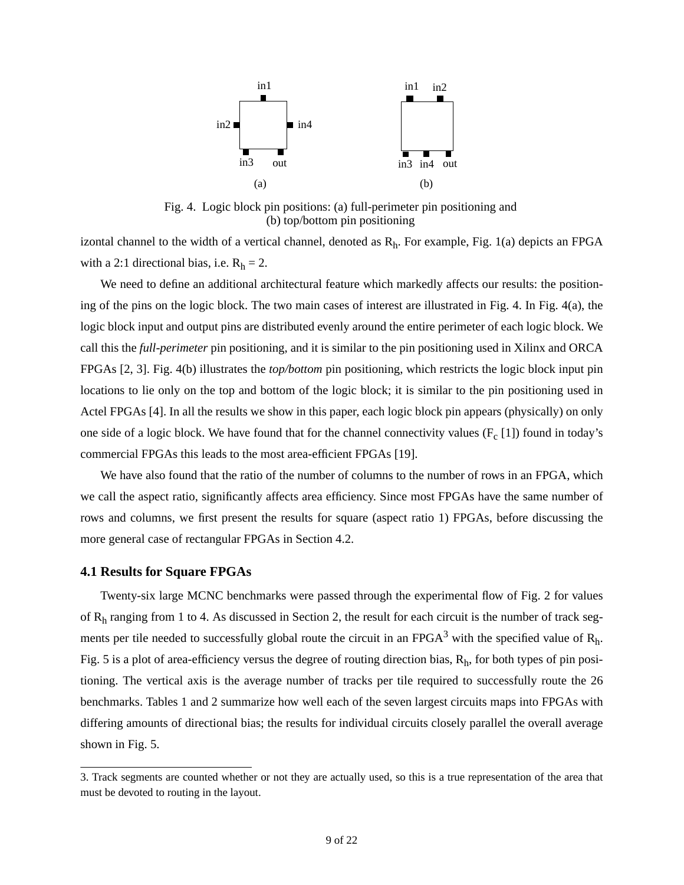in1

in2 in4

in3 out

(a)

in1 in2

in3 in4 out

(b)

Fig. 4. Logic block pin positions: (a) full-perimeter pin positioning and (b) top/bottom pin positioning

izontal channel to the width of a vertical channel, denoted as $R_h$. For example, Fig. 1(a) depicts an FPGA with a 2:1 directional bias, i.e. $R_h = 2$.

We need to define an additional architectural feature which markedly affects our results: the positioning of the pins on the logic block. The two main cases of interest are illustrated in Fig. 4. In Fig. 4(a), the logic block input and output pins are distributed evenly around the entire perimeter of each logic block. We call this the *full-perimeter* pin positioning, and it is similar to the pin positioning used in Xilinx and ORCA FPGAs [2, 3]. Fig. 4(b) illustrates the *top/bottom* pin positioning, which restricts the logic block input pin locations to lie only on the top and bottom of the logic block; it is similar to the pin positioning used in Actel FPGAs [4]. In all the results we show in this paper, each logic block pin appears (physically) on only one side of a logic block. We have found that for the channel connectivity values ($F_c$ [1]) found in today's commercial FPGAs this leads to the most area-efficient FPGAs [19].

We have also found that the ratio of the number of columns to the number of rows in an FPGA, which we call the aspect ratio, significantly affects area efficiency. Since most FPGAs have the same number of rows and columns, we first present the results for square (aspect ratio 1) FPGAs, before discussing the more general case of rectangular FPGAs in Section 4.2.

### 4.1 Results for Square FPGAs

Twenty-six large MCNC benchmarks were passed through the experimental flow of Fig. 2 for values of $R_h$ ranging from 1 to 4. As discussed in Section 2, the result for each circuit is the number of track segments per tile needed to successfully global route the circuit in an FPGA[3] with the specified value of $R_h$. Fig. 5 is a plot of area-efficiency versus the degree of routing direction bias, $R_h$, for both types of pin positioning. The vertical axis is the average number of tracks per tile required to successfully route the 26 benchmarks. Tables 1 and 2 summarize how well each of the seven largest circuits maps into FPGAs with differing amounts of directional bias; the results for individual circuits closely parallel the overall average shown in Fig. 5.

3. Track segments are counted whether or not they are actually used, so this is a true representation of the area that must be devoted to routing in the layout.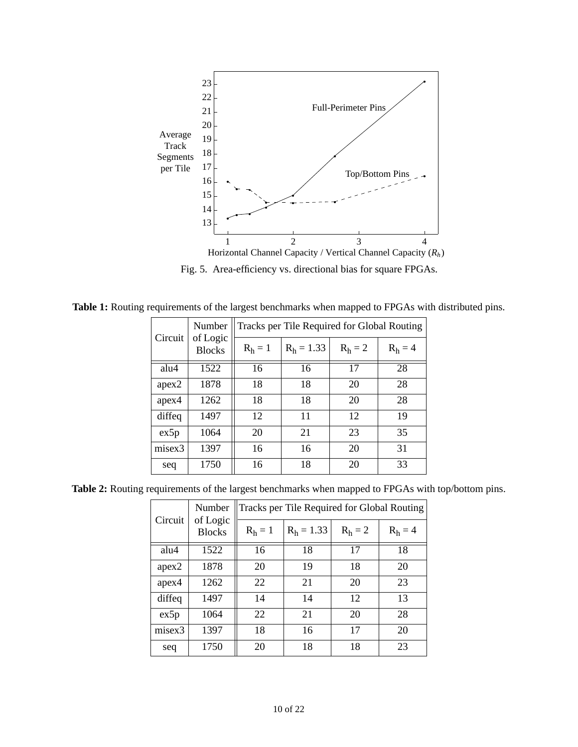Fig. 5. Area-efficiency vs. directional bias for square FPGAs.

**Table 1:** Routing requirements of the largest benchmarks when mapped to FPGAs with distributed pins.

| Circuit | Number of Logic Blocks | Tracks per Tile Required for Global Routing | | | |
|---|---|---|---|---|---|
| | | $R_h = 1$ | $R_h = 1.33$ | $R_h = 2$ | $R_h = 4$ |
| alu4 | 1522 | 16 | 16 | 17 | 28 |
| apex2 | 1878 | 18 | 18 | 20 | 28 |
| apex4 | 1262 | 18 | 18 | 20 | 28 |
| diffeq | 1497 | 12 | 11 | 12 | 19 |
| ex5p | 1064 | 20 | 21 | 23 | 35 |
| misex3 | 1397 | 16 | 16 | 20 | 31 |
| seq | 1750 | 16 | 18 | 20 | 33 |

**Table 2:** Routing requirements of the largest benchmarks when mapped to FPGAs with top/bottom pins.

| Circuit | Number of Logic Blocks | Tracks per Tile Required for Global Routing | | | |
|---|---|---|---|---|---|
| | | $R_h = 1$ | $R_h = 1.33$ | $R_h = 2$ | $R_h = 4$ |
| alu4 | 1522 | 16 | 18 | 17 | 18 |
| apex2 | 1878 | 20 | 19 | 18 | 20 |
| apex4 | 1262 | 22 | 21 | 20 | 23 |
| diffeq | 1497 | 14 | 14 | 12 | 13 |
| ex5p | 1064 | 22 | 21 | 20 | 28 |
| misex3 | 1397 | 18 | 16 | 17 | 20 |
| seq | 1750 | 20 | 18 | 18 | 23 |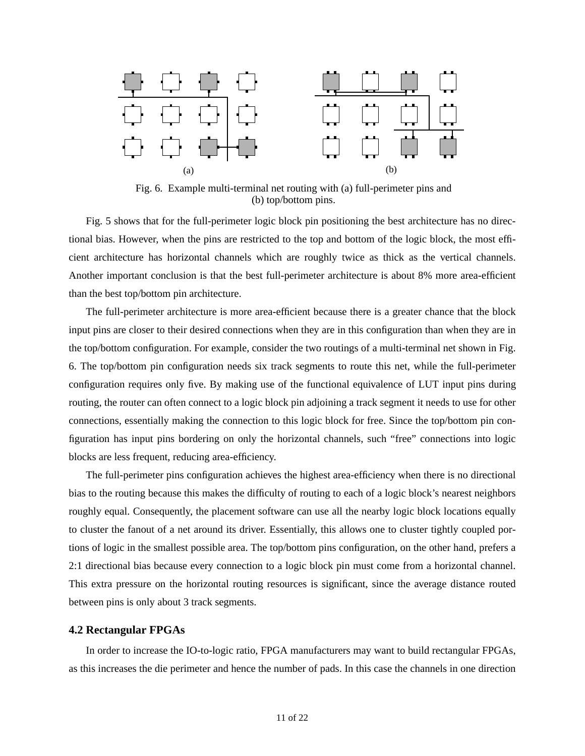Fig. 6. Example multi-terminal net routing with (a) full-perimeter pins and (b) top/bottom pins.

Fig. 5 shows that for the full-perimeter logic block pin positioning the best architecture has no directional bias. However, when the pins are restricted to the top and bottom of the logic block, the most efficient architecture has horizontal channels which are roughly twice as thick as the vertical channels. Another important conclusion is that the best full-perimeter architecture is about 8% more area-efficient than the best top/bottom pin architecture.

The full-perimeter architecture is more area-efficient because there is a greater chance that the block input pins are closer to their desired connections when they are in this configuration than when they are in the top/bottom configuration. For example, consider the two routings of a multi-terminal net shown in Fig. 6. The top/bottom pin configuration needs six track segments to route this net, while the full-perimeter configuration requires only five. By making use of the functional equivalence of LUT input pins during routing, the router can often connect to a logic block pin adjoining a track segment it needs to use for other connections, essentially making the connection to this logic block for free. Since the top/bottom pin configuration has input pins bordering on only the horizontal channels, such "free" connections into logic blocks are less frequent, reducing area-efficiency.

The full-perimeter pins configuration achieves the highest area-efficiency when there is no directional bias to the routing because this makes the difficulty of routing to each of a logic block's nearest neighbors roughly equal. Consequently, the placement software can use all the nearby logic block locations equally to cluster the fanout of a net around its driver. Essentially, this allows one to cluster tightly coupled portions of logic in the smallest possible area. The top/bottom pins configuration, on the other hand, prefers a 2:1 directional bias because every connection to a logic block pin must come from a horizontal channel. This extra pressure on the horizontal routing resources is significant, since the average distance routed between pins is only about 3 track segments.

### 4.2 Rectangular FPGAs

In order to increase the IO-to-logic ratio, FPGA manufacturers may want to build rectangular FPGAs, as this increases the die perimeter and hence the number of pads. In this case the channels in one direction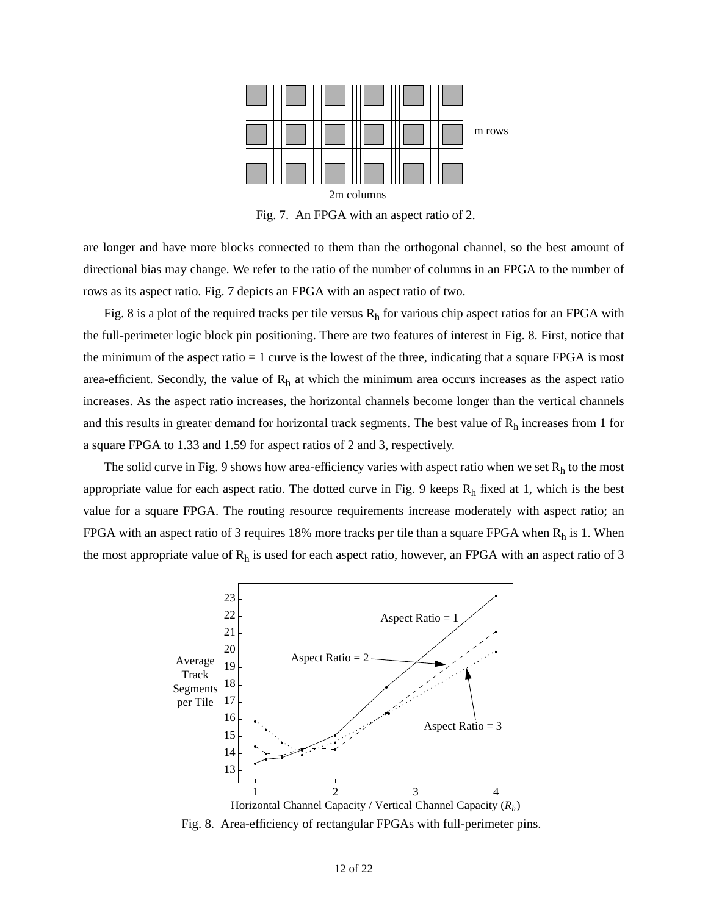Fig. 7. An FPGA with an aspect ratio of 2.

are longer and have more blocks connected to them than the orthogonal channel, so the best amount of directional bias may change. We refer to the ratio of the number of columns in an FPGA to the number of rows as its aspect ratio. Fig. 7 depicts an FPGA with an aspect ratio of two.

Fig. 8 is a plot of the required tracks per tile versus $R_h$ for various chip aspect ratios for an FPGA with the full-perimeter logic block pin positioning. There are two features of interest in Fig. 8. First, notice that the minimum of the aspect ratio = 1 curve is the lowest of the three, indicating that a square FPGA is most area-efficient. Secondly, the value of $R_h$ at which the minimum area occurs increases as the aspect ratio increases. As the aspect ratio increases, the horizontal channels become longer than the vertical channels and this results in greater demand for horizontal track segments. The best value of $R_h$ increases from 1 for a square FPGA to 1.33 and 1.59 for aspect ratios of 2 and 3, respectively.

The solid curve in Fig. 9 shows how area-efficiency varies with aspect ratio when we set $R_h$ to the most appropriate value for each aspect ratio. The dotted curve in Fig. 9 keeps $R_h$ fixed at 1, which is the best value for a square FPGA. The routing resource requirements increase moderately with aspect ratio; an FPGA with an aspect ratio of 3 requires 18% more tracks per tile than a square FPGA when $R_h$ is 1. When the most appropriate value of $R_h$ is used for each aspect ratio, however, an FPGA with an aspect ratio of 3

Fig. 8. Area-efficiency of rectangular FPGAs with full-perimeter pins.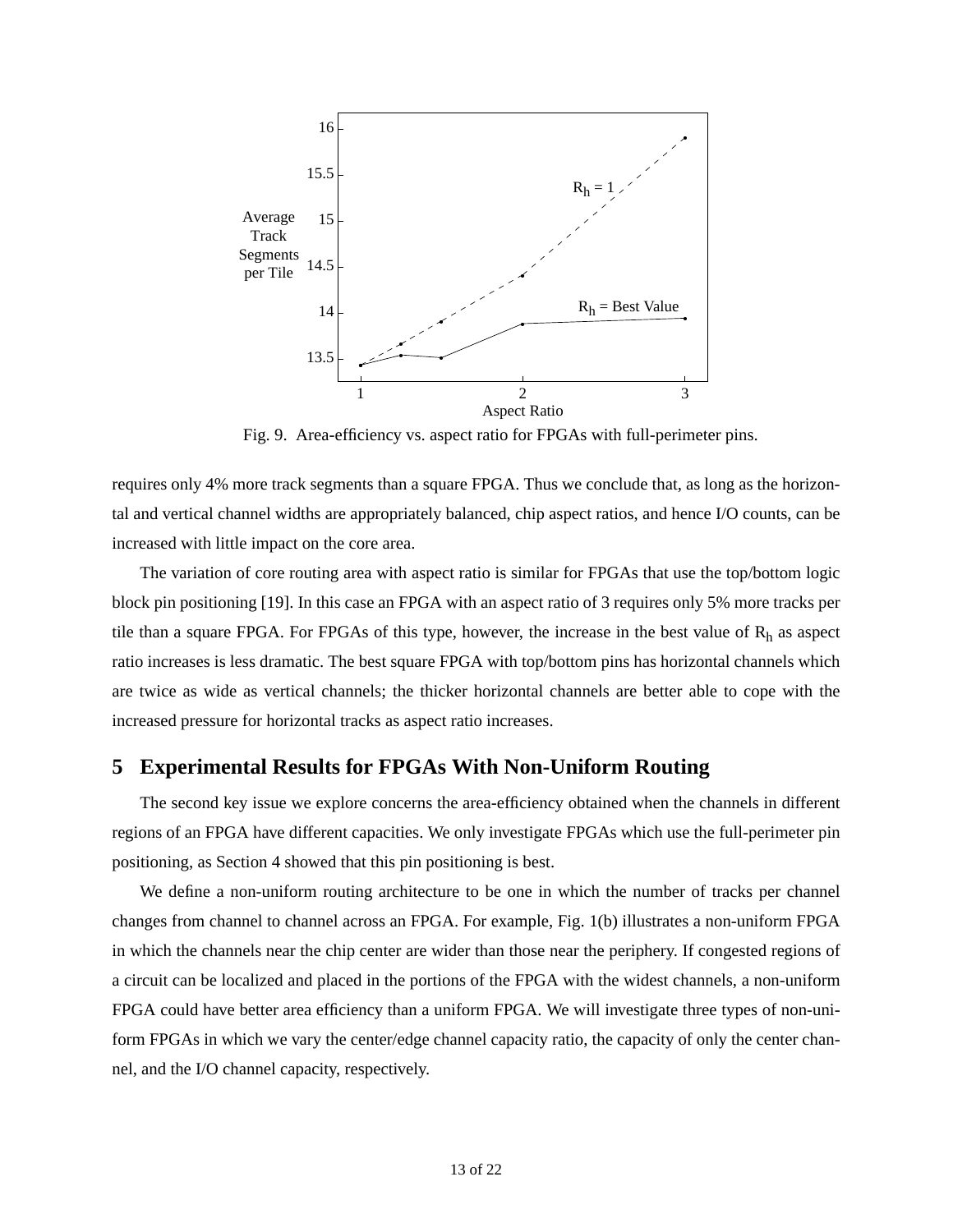Fig. 9. Area-efficiency vs. aspect ratio for FPGAs with full-perimeter pins.

requires only 4% more track segments than a square FPGA. Thus we conclude that, as long as the horizontal and vertical channel widths are appropriately balanced, chip aspect ratios, and hence I/O counts, can be increased with little impact on the core area.

The variation of core routing area with aspect ratio is similar for FPGAs that use the top/bottom logic block pin positioning [19]. In this case an FPGA with an aspect ratio of 3 requires only 5% more tracks per tile than a square FPGA. For FPGAs of this type, however, the increase in the best value of $R_h$ as aspect ratio increases is less dramatic. The best square FPGA with top/bottom pins has horizontal channels which are twice as wide as vertical channels; the thicker horizontal channels are better able to cope with the increased pressure for horizontal tracks as aspect ratio increases.

## 5 Experimental Results for FPGAs With Non-Uniform Routing

The second key issue we explore concerns the area-efficiency obtained when the channels in different regions of an FPGA have different capacities. We only investigate FPGAs which use the full-perimeter pin positioning, as Section 4 showed that this pin positioning is best.

We define a non-uniform routing architecture to be one in which the number of tracks per channel changes from channel to channel across an FPGA. For example, Fig. 1(b) illustrates a non-uniform FPGA in which the channels near the chip center are wider than those near the periphery. If congested regions of a circuit can be localized and placed in the portions of the FPGA with the widest channels, a non-uniform FPGA could have better area efficiency than a uniform FPGA. We will investigate three types of non-uniform FPGAs in which we vary the center/edge channel capacity ratio, the capacity of only the center channel, and the I/O channel capacity, respectively.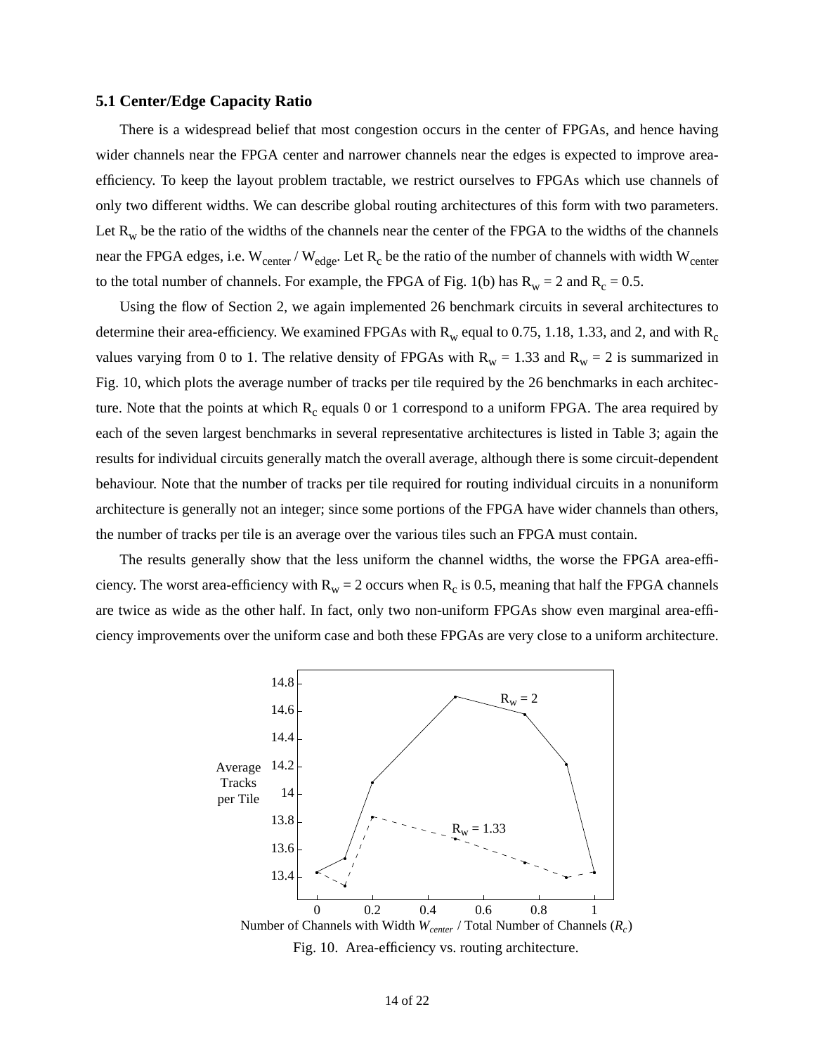### 5.1 Center/Edge Capacity Ratio

There is a widespread belief that most congestion occurs in the center of FPGAs, and hence having wider channels near the FPGA center and narrower channels near the edges is expected to improve area-efficiency. To keep the layout problem tractable, we restrict ourselves to FPGAs which use channels of only two different widths. We can describe global routing architectures of this form with two parameters. Let $R_w$ be the ratio of the widths of the channels near the center of the FPGA to the widths of the channels near the FPGA edges, i.e. $W_{center} / W_{edge}$. Let $R_c$ be the ratio of the number of channels with width $W_{center}$ to the total number of channels. For example, the FPGA of Fig. 1(b) has $R_w = 2$ and $R_c = 0.5$.

Using the flow of Section 2, we again implemented 26 benchmark circuits in several architectures to determine their area-efficiency. We examined FPGAs with $R_w$ equal to 0.75, 1.18, 1.33, and 2, and with $R_c$ values varying from 0 to 1. The relative density of FPGAs with $R_w = 1.33$ and $R_w = 2$ is summarized in Fig. 10, which plots the average number of tracks per tile required by the 26 benchmarks in each architecture. Note that the points at which $R_c$ equals 0 or 1 correspond to a uniform FPGA. The area required by each of the seven largest benchmarks in several representative architectures is listed in Table 3; again the results for individual circuits generally match the overall average, although there is some circuit-dependent behaviour. Note that the number of tracks per tile required for routing individual circuits in a nonuniform architecture is generally not an integer; since some portions of the FPGA have wider channels than others, the number of tracks per tile is an average over the various tiles such an FPGA must contain.

The results generally show that the less uniform the channel widths, the worse the FPGA area-efficiency. The worst area-efficiency with $R_w = 2$ occurs when $R_c$ is 0.5, meaning that half the FPGA channels are twice as wide as the other half. In fact, only two non-uniform FPGAs show even marginal area-efficiency improvements over the uniform case and both these FPGAs are very close to a uniform architecture.

Fig. 10. Area-efficiency vs. routing architecture.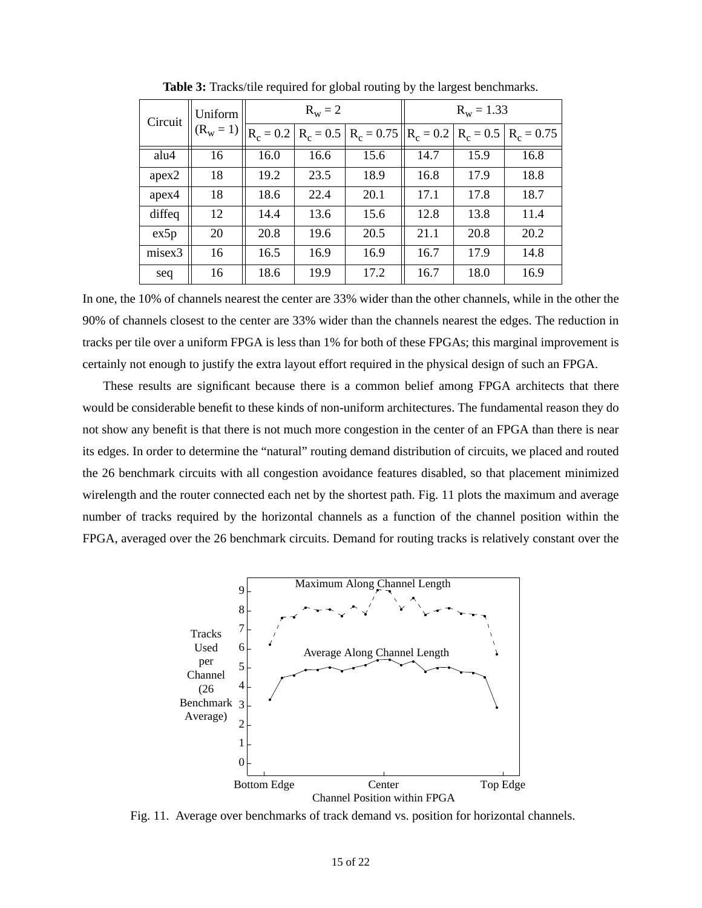**Table 3:** Tracks/tile required for global routing by the largest benchmarks.

| Circuit | Uniform ($R_w$ = 1) | $R_w$ = 2 | | | $R_w$ = 1.33 | | |
|---|---|---|---|---|---|---|---|
| | | $R_c$ = 0.2 | $R_c$ = 0.5 | $R_c$ = 0.75 | $R_c$ = 0.2 | $R_c$ = 0.5 | $R_c$ = 0.75 |
| alu4 | 16 | 16.0 | 16.6 | 15.6 | 14.7 | 15.9 | 16.8 |
| apex2 | 18 | 19.2 | 23.5 | 18.9 | 16.8 | 17.9 | 18.8 |
| apex4 | 18 | 18.6 | 22.4 | 20.1 | 17.1 | 17.8 | 18.7 |
| diffeq | 12 | 14.4 | 13.6 | 15.6 | 12.8 | 13.8 | 11.4 |
| ex5p | 20 | 20.8 | 19.6 | 20.5 | 21.1 | 20.8 | 20.2 |
| misex3 | 16 | 16.5 | 16.9 | 16.9 | 16.7 | 17.9 | 14.8 |
| seq | 16 | 18.6 | 19.9 | 17.2 | 16.7 | 18.0 | 16.9 |

In one, the 10% of channels nearest the center are 33% wider than the other channels, while in the other the 90% of channels closest to the center are 33% wider than the channels nearest the edges. The reduction in tracks per tile over a uniform FPGA is less than 1% for both of these FPGAs; this marginal improvement is certainly not enough to justify the extra layout effort required in the physical design of such an FPGA.

These results are significant because there is a common belief among FPGA architects that there would be considerable benefit to these kinds of non-uniform architectures. The fundamental reason they do not show any benefit is that there is not much more congestion in the center of an FPGA than there is near its edges. In order to determine the "natural" routing demand distribution of circuits, we placed and routed the 26 benchmark circuits with all congestion avoidance features disabled, so that placement minimized wirelength and the router connected each net by the shortest path. Fig. 11 plots the maximum and average number of tracks required by the horizontal channels as a function of the channel position within the FPGA, averaged over the 26 benchmark circuits. Demand for routing tracks is relatively constant over the

Fig. 11. Average over benchmarks of track demand vs. position for horizontal channels.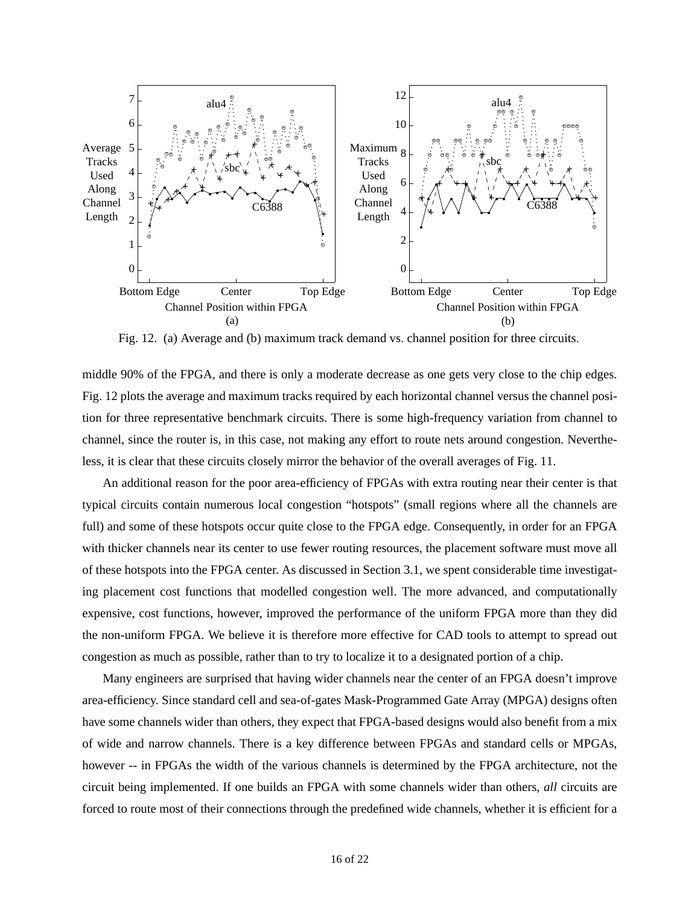Fig. 12. (a) Average and (b) maximum track demand vs. channel position for three circuits.

middle 90% of the FPGA, and there is only a moderate decrease as one gets very close to the chip edges. Fig. 12 plots the average and maximum tracks required by each horizontal channel versus the channel position for three representative benchmark circuits. There is some high-frequency variation from channel to channel, since the router is, in this case, not making any effort to route nets around congestion. Nevertheless, it is clear that these circuits closely mirror the behavior of the overall averages of Fig. 11.

An additional reason for the poor area-efficiency of FPGAs with extra routing near their center is that typical circuits contain numerous local congestion "hotspots" (small regions where all the channels are full) and some of these hotspots occur quite close to the FPGA edge. Consequently, in order for an FPGA with thicker channels near its center to use fewer routing resources, the placement software must move all of these hotspots into the FPGA center. As discussed in Section 3.1, we spent considerable time investigating placement cost functions that modelled congestion well. The more advanced, and computationally expensive, cost functions, however, improved the performance of the uniform FPGA more than they did the non-uniform FPGA. We believe it is therefore more effective for CAD tools to attempt to spread out congestion as much as possible, rather than to try to localize it to a designated portion of a chip.

Many engineers are surprised that having wider channels near the center of an FPGA doesn't improve area-efficiency. Since standard cell and sea-of-gates Mask-Programmed Gate Array (MPGA) designs often have some channels wider than others, they expect that FPGA-based designs would also benefit from a mix of wide and narrow channels. There is a key difference between FPGAs and standard cells or MPGAs, however -- in FPGAs the width of the various channels is determined by the FPGA architecture, not the circuit being implemented. If one builds an FPGA with some channels wider than others, *all* circuits are forced to route most of their connections through the predefined wide channels, whether it is efficient for a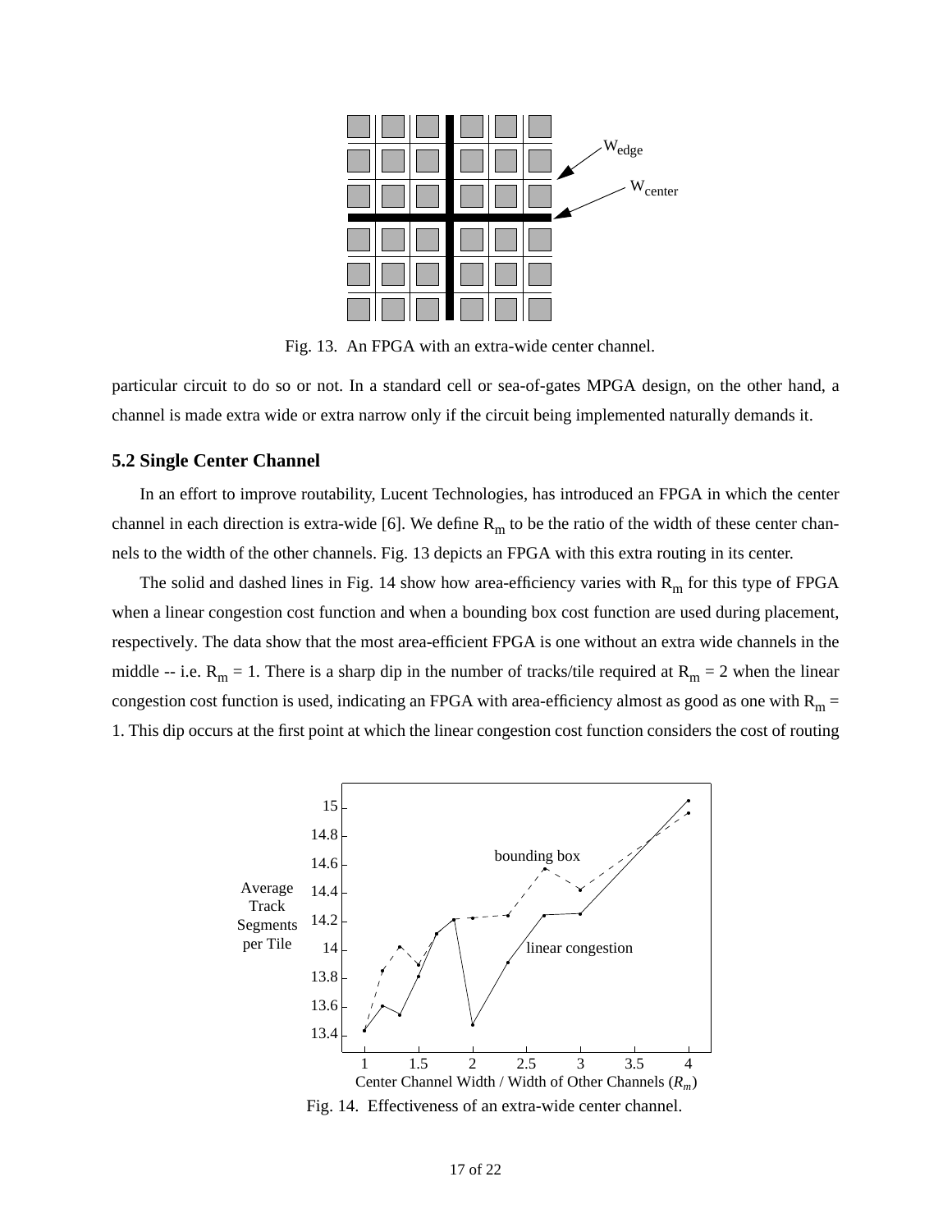Fig. 13. An FPGA with an extra-wide center channel.

particular circuit to do so or not. In a standard cell or sea-of-gates MPGA design, on the other hand, a channel is made extra wide or extra narrow only if the circuit being implemented naturally demands it.

## 5.2 Single Center Channel

In an effort to improve routability, Lucent Technologies, has introduced an FPGA in which the center channel in each direction is extra-wide [6]. We define $R_m$ to be the ratio of the width of these center channels to the width of the other channels. Fig. 13 depicts an FPGA with this extra routing in its center.

The solid and dashed lines in Fig. 14 show how area-efficiency varies with $R_m$ for this type of FPGA when a linear congestion cost function and when a bounding box cost function are used during placement, respectively. The data show that the most area-efficient FPGA is one without an extra wide channels in the middle -- i.e. $R_m = 1$. There is a sharp dip in the number of tracks/tile required at $R_m = 2$ when the linear congestion cost function is used, indicating an FPGA with area-efficiency almost as good as one with $R_m = 1$. This dip occurs at the first point at which the linear congestion cost function considers the cost of routing

Fig. 14. Effectiveness of an extra-wide center channel.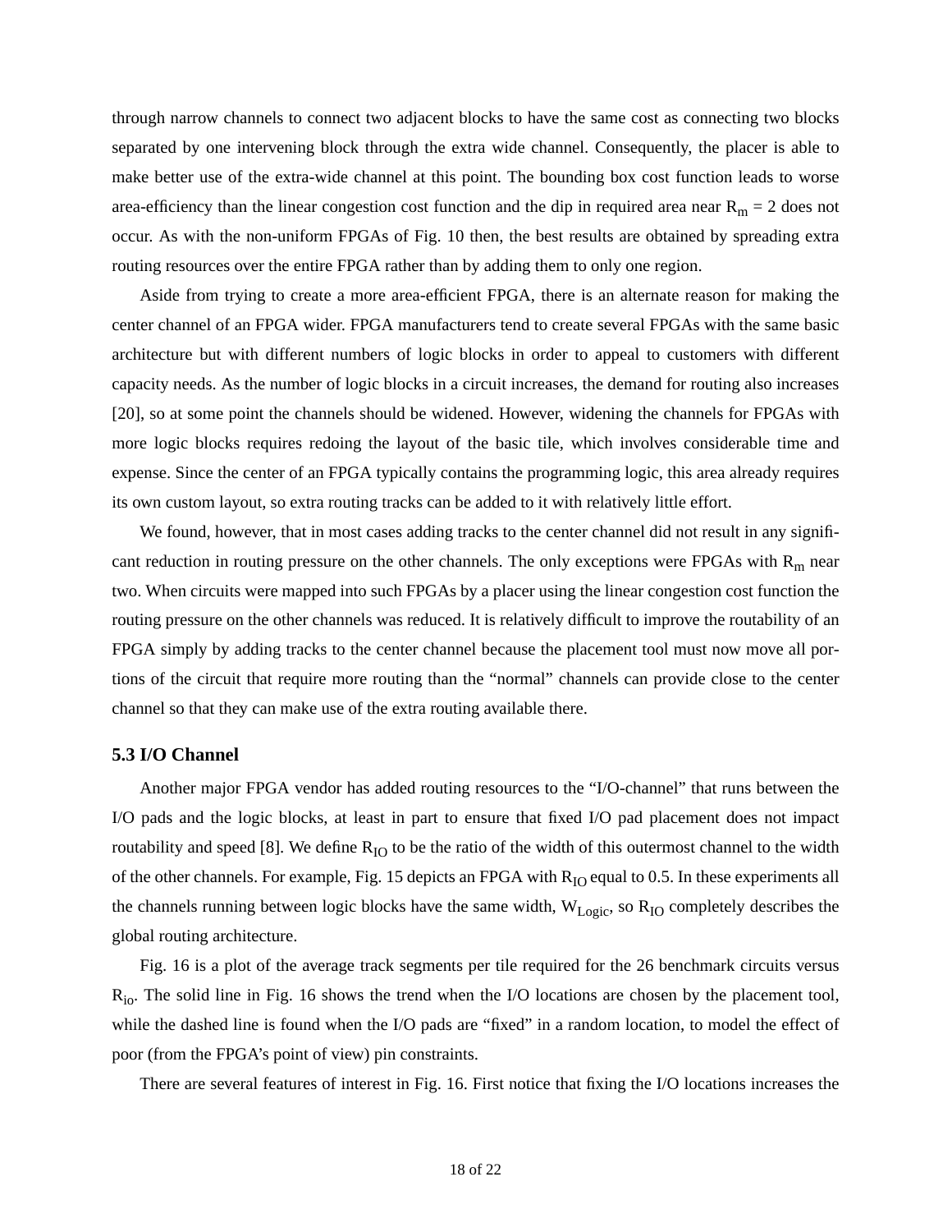through narrow channels to connect two adjacent blocks to have the same cost as connecting two blocks separated by one intervening block through the extra wide channel. Consequently, the placer is able to make better use of the extra-wide channel at this point. The bounding box cost function leads to worse area-efficiency than the linear congestion cost function and the dip in required area near $R_m = 2$ does not occur. As with the non-uniform FPGAs of Fig. 10 then, the best results are obtained by spreading extra routing resources over the entire FPGA rather than by adding them to only one region.

Aside from trying to create a more area-efficient FPGA, there is an alternate reason for making the center channel of an FPGA wider. FPGA manufacturers tend to create several FPGAs with the same basic architecture but with different numbers of logic blocks in order to appeal to customers with different capacity needs. As the number of logic blocks in a circuit increases, the demand for routing also increases [20], so at some point the channels should be widened. However, widening the channels for FPGAs with more logic blocks requires redoing the layout of the basic tile, which involves considerable time and expense. Since the center of an FPGA typically contains the programming logic, this area already requires its own custom layout, so extra routing tracks can be added to it with relatively little effort.

We found, however, that in most cases adding tracks to the center channel did not result in any significant reduction in routing pressure on the other channels. The only exceptions were FPGAs with $R_m$ near two. When circuits were mapped into such FPGAs by a placer using the linear congestion cost function the routing pressure on the other channels was reduced. It is relatively difficult to improve the routability of an FPGA simply by adding tracks to the center channel because the placement tool must now move all portions of the circuit that require more routing than the "normal" channels can provide close to the center channel so that they can make use of the extra routing available there.

### 5.3 I/O Channel

Another major FPGA vendor has added routing resources to the "I/O-channel" that runs between the I/O pads and the logic blocks, at least in part to ensure that fixed I/O pad placement does not impact routability and speed [8]. We define $R_{IO}$ to be the ratio of the width of this outermost channel to the width of the other channels. For example, Fig. 15 depicts an FPGA with $R_{IO}$ equal to 0.5. In these experiments all the channels running between logic blocks have the same width, $W_{Logic}$, so $R_{IO}$ completely describes the global routing architecture.

Fig. 16 is a plot of the average track segments per tile required for the 26 benchmark circuits versus $R_{io}$. The solid line in Fig. 16 shows the trend when the I/O locations are chosen by the placement tool, while the dashed line is found when the I/O pads are "fixed" in a random location, to model the effect of poor (from the FPGA's point of view) pin constraints.

There are several features of interest in Fig. 16. First notice that fixing the I/O locations increases the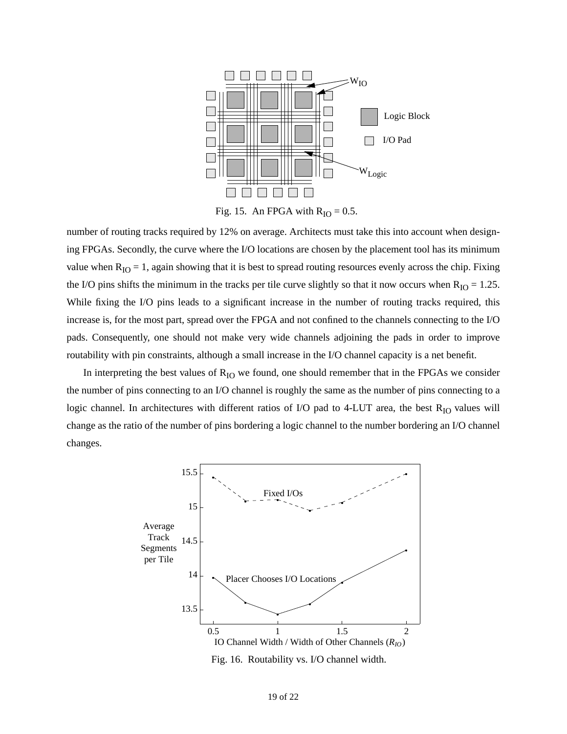Fig. 15. An FPGA with $R_{IO}$ = 0.5.

number of routing tracks required by 12% on average. Architects must take this into account when designing FPGAs. Secondly, the curve where the I/O locations are chosen by the placement tool has its minimum value when $R_{IO}$ = 1, again showing that it is best to spread routing resources evenly across the chip. Fixing the I/O pins shifts the minimum in the tracks per tile curve slightly so that it now occurs when $R_{IO}$ = 1.25. While fixing the I/O pins leads to a significant increase in the number of routing tracks required, this increase is, for the most part, spread over the FPGA and not confined to the channels connecting to the I/O pads. Consequently, one should not make very wide channels adjoining the pads in order to improve routability with pin constraints, although a small increase in the I/O channel capacity is a net benefit.

In interpreting the best values of $R_{IO}$ we found, one should remember that in the FPGAs we consider the number of pins connecting to an I/O channel is roughly the same as the number of pins connecting to a logic channel. In architectures with different ratios of I/O pad to 4-LUT area, the best $R_{IO}$ values will change as the ratio of the number of pins bordering a logic channel to the number bordering an I/O channel changes.

Fig. 16. Routability vs. I/O channel width.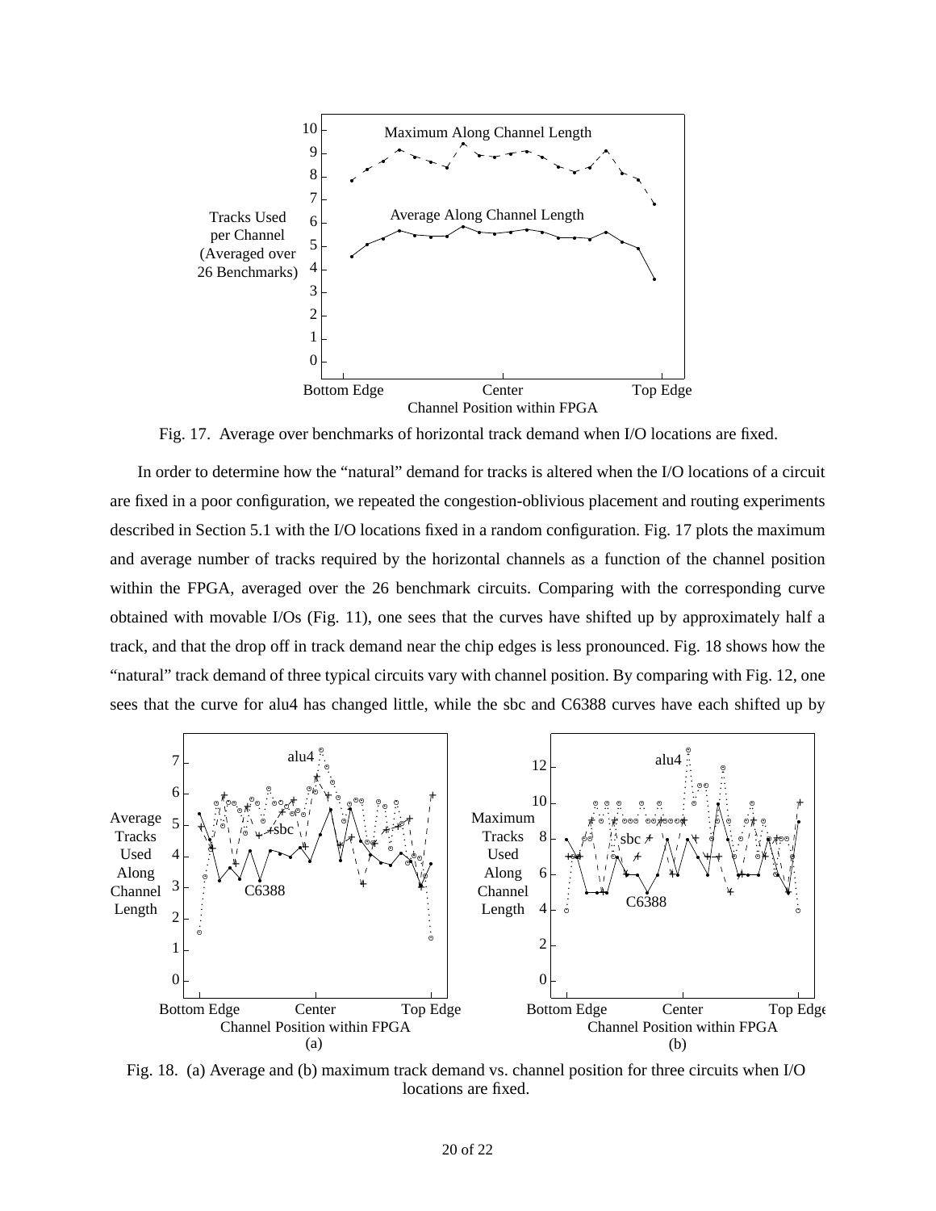Fig. 17. Average over benchmarks of horizontal track demand when I/O locations are fixed.

In order to determine how the "natural" demand for tracks is altered when the I/O locations of a circuit are fixed in a poor configuration, we repeated the congestion-oblivious placement and routing experiments described in Section 5.1 with the I/O locations fixed in a random configuration. Fig. 17 plots the maximum and average number of tracks required by the horizontal channels as a function of the channel position within the FPGA, averaged over the 26 benchmark circuits. Comparing with the corresponding curve obtained with movable I/Os (Fig. 11), one sees that the curves have shifted up by approximately half a track, and that the drop off in track demand near the chip edges is less pronounced. Fig. 18 shows how the "natural" track demand of three typical circuits vary with channel position. By comparing with Fig. 12, one sees that the curve for alu4 has changed little, while the sbc and C6388 curves have each shifted up by

Fig. 18. (a) Average and (b) maximum track demand vs. channel position for three circuits when I/O locations are fixed.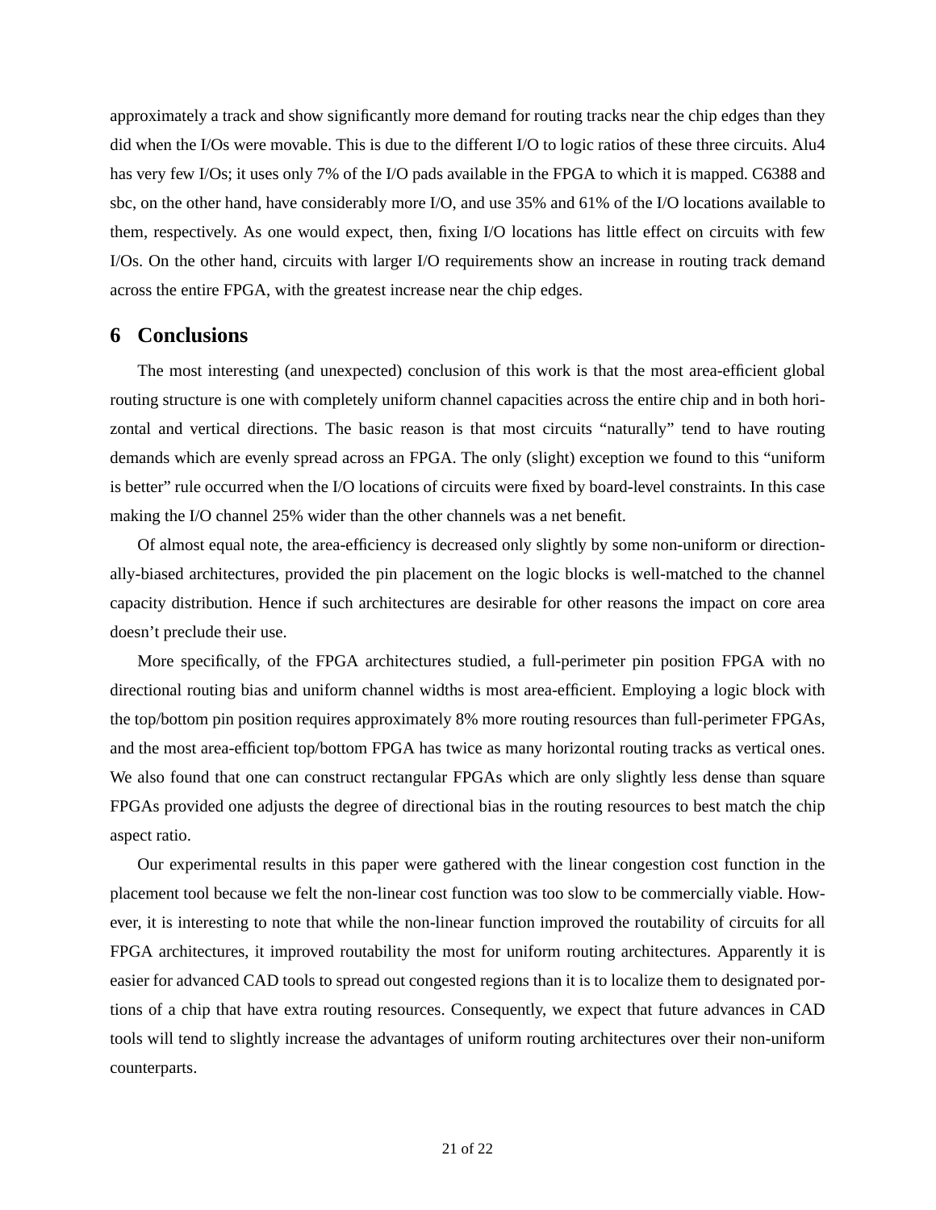approximately a track and show significantly more demand for routing tracks near the chip edges than they did when the I/Os were movable. This is due to the different I/O to logic ratios of these three circuits. Alu4 has very few I/Os; it uses only 7% of the I/O pads available in the FPGA to which it is mapped. C6388 and sbc, on the other hand, have considerably more I/O, and use 35% and 61% of the I/O locations available to them, respectively. As one would expect, then, fixing I/O locations has little effect on circuits with few I/Os. On the other hand, circuits with larger I/O requirements show an increase in routing track demand across the entire FPGA, with the greatest increase near the chip edges.

## 6 Conclusions

The most interesting (and unexpected) conclusion of this work is that the most area-efficient global routing structure is one with completely uniform channel capacities across the entire chip and in both horizontal and vertical directions. The basic reason is that most circuits "naturally" tend to have routing demands which are evenly spread across an FPGA. The only (slight) exception we found to this "uniform is better" rule occurred when the I/O locations of circuits were fixed by board-level constraints. In this case making the I/O channel 25% wider than the other channels was a net benefit.

Of almost equal note, the area-efficiency is decreased only slightly by some non-uniform or directionally-biased architectures, provided the pin placement on the logic blocks is well-matched to the channel capacity distribution. Hence if such architectures are desirable for other reasons the impact on core area doesn't preclude their use.

More specifically, of the FPGA architectures studied, a full-perimeter pin position FPGA with no directional routing bias and uniform channel widths is most area-efficient. Employing a logic block with the top/bottom pin position requires approximately 8% more routing resources than full-perimeter FPGAs, and the most area-efficient top/bottom FPGA has twice as many horizontal routing tracks as vertical ones. We also found that one can construct rectangular FPGAs which are only slightly less dense than square FPGAs provided one adjusts the degree of directional bias in the routing resources to best match the chip aspect ratio.

Our experimental results in this paper were gathered with the linear congestion cost function in the placement tool because we felt the non-linear cost function was too slow to be commercially viable. However, it is interesting to note that while the non-linear function improved the routability of circuits for all FPGA architectures, it improved routability the most for uniform routing architectures. Apparently it is easier for advanced CAD tools to spread out congested regions than it is to localize them to designated portions of a chip that have extra routing resources. Consequently, we expect that future advances in CAD tools will tend to slightly increase the advantages of uniform routing architectures over their non-uniform counterparts.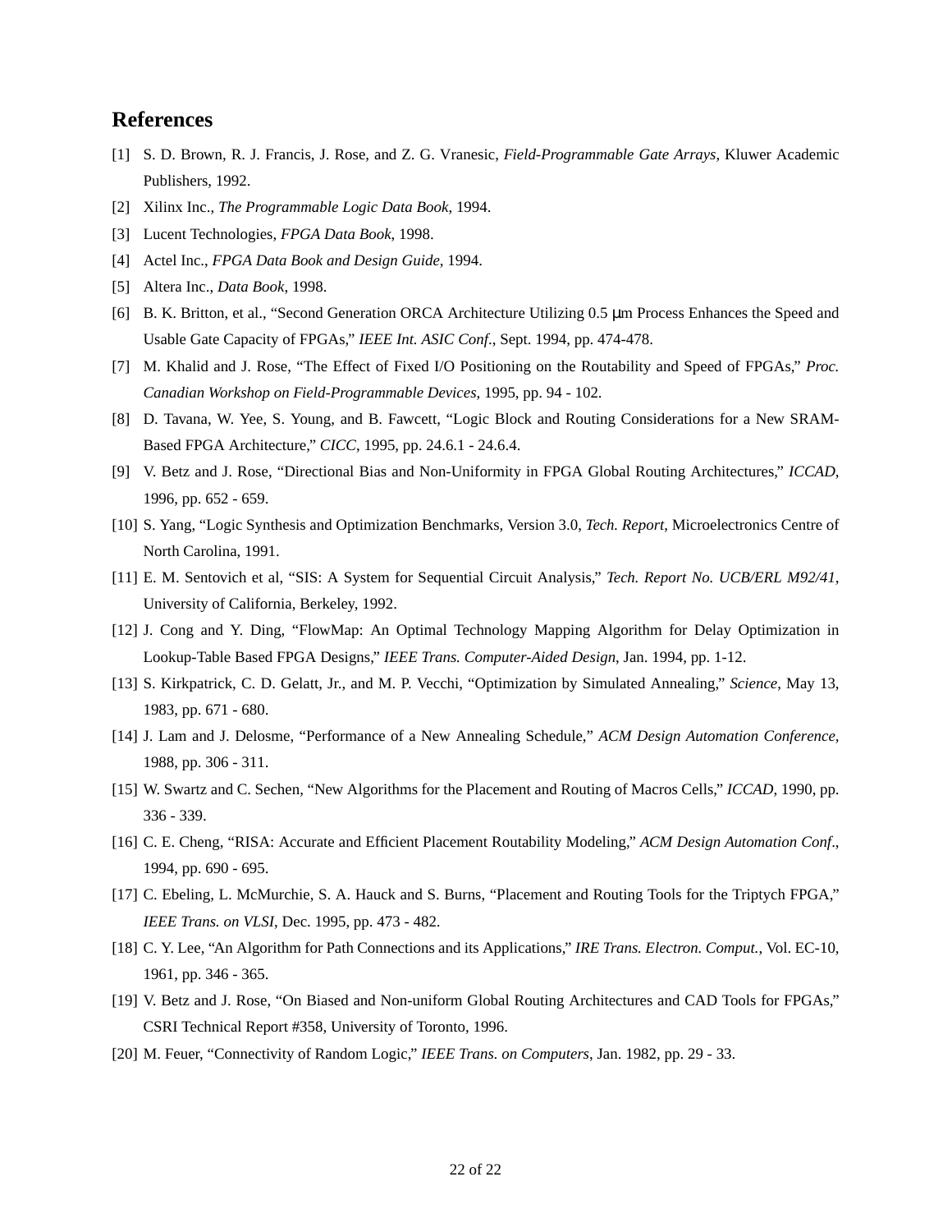## References

[1] S. D. Brown, R. J. Francis, J. Rose, and Z. G. Vranesic, *Field-Programmable Gate Arrays*, Kluwer Academic Publishers, 1992.

[2] Xilinx Inc., *The Programmable Logic Data Book*, 1994.

[3] Lucent Technologies, *FPGA Data Book*, 1998.

[4] Actel Inc., *FPGA Data Book and Design Guide*, 1994.

[5] Altera Inc., *Data Book*, 1998.

[6] B. K. Britton, et al., "Second Generation ORCA Architecture Utilizing 0.5 μm Process Enhances the Speed and Usable Gate Capacity of FPGAs," *IEEE Int. ASIC Conf.*, Sept. 1994, pp. 474-478.

[7] M. Khalid and J. Rose, "The Effect of Fixed I/O Positioning on the Routability and Speed of FPGAs," *Proc. Canadian Workshop on Field-Programmable Devices*, 1995, pp. 94 - 102.

[8] D. Tavana, W. Yee, S. Young, and B. Fawcett, "Logic Block and Routing Considerations for a New SRAM-Based FPGA Architecture," *CICC*, 1995, pp. 24.6.1 - 24.6.4.

[9] V. Betz and J. Rose, "Directional Bias and Non-Uniformity in FPGA Global Routing Architectures," *ICCAD*, 1996, pp. 652 - 659.

[10] S. Yang, "Logic Synthesis and Optimization Benchmarks, Version 3.0, *Tech. Report*, Microelectronics Centre of North Carolina, 1991.

[11] E. M. Sentovich et al, "SIS: A System for Sequential Circuit Analysis," *Tech. Report No. UCB/ERL M92/41*, University of California, Berkeley, 1992.

[12] J. Cong and Y. Ding, "FlowMap: An Optimal Technology Mapping Algorithm for Delay Optimization in Lookup-Table Based FPGA Designs," *IEEE Trans. Computer-Aided Design*, Jan. 1994, pp. 1-12.

[13] S. Kirkpatrick, C. D. Gelatt, Jr., and M. P. Vecchi, "Optimization by Simulated Annealing," *Science*, May 13, 1983, pp. 671 - 680.

[14] J. Lam and J. Delosme, "Performance of a New Annealing Schedule," *ACM Design Automation Conference*, 1988, pp. 306 - 311.

[15] W. Swartz and C. Sechen, "New Algorithms for the Placement and Routing of Macros Cells," *ICCAD*, 1990, pp. 336 - 339.

[16] C. E. Cheng, "RISA: Accurate and Efficient Placement Routability Modeling," *ACM Design Automation Conf.*, 1994, pp. 690 - 695.

[17] C. Ebeling, L. McMurchie, S. A. Hauck and S. Burns, "Placement and Routing Tools for the Triptych FPGA," *IEEE Trans. on VLSI*, Dec. 1995, pp. 473 - 482.

[18] C. Y. Lee, "An Algorithm for Path Connections and its Applications," *IRE Trans. Electron. Comput.*, Vol. EC-10, 1961, pp. 346 - 365.

[19] V. Betz and J. Rose, "On Biased and Non-uniform Global Routing Architectures and CAD Tools for FPGAs," CSRI Technical Report #358, University of Toronto, 1996.

[20] M. Feuer, "Connectivity of Random Logic," *IEEE Trans. on Computers*, Jan. 1982, pp. 29 - 33.